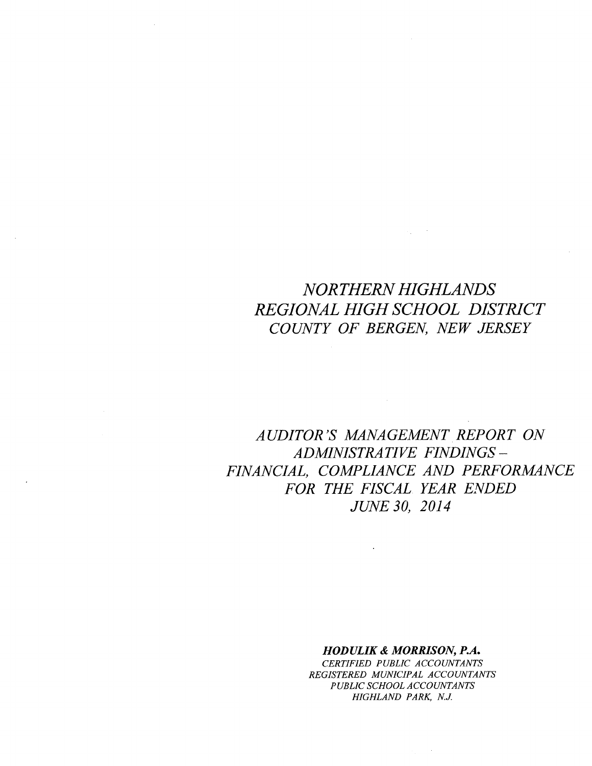# *NORTHERN HIGHLANDS REGIONAL HIGH SCHOOL DISTRICT COUNTY OF BERGEN, NEW JERSEY*

## *AUDITOR'S MANAGEMENT REPORT ON ADMINISTRATIVE FINDINGS – FINANCIAL, COMPLIANCE AND PERFORMANCE FOR THE FISCAL YEAR ENDED JUNE 30, 2014*

***HODULIK & MORRISON, P.A.***
*CERTIFIED PUBLIC ACCOUNTANTS*
*REGISTERED MUNICIPAL ACCOUNTANTS*
*PUBLIC SCHOOL ACCOUNTANTS*
*HIGHLAND PARK, N.J.*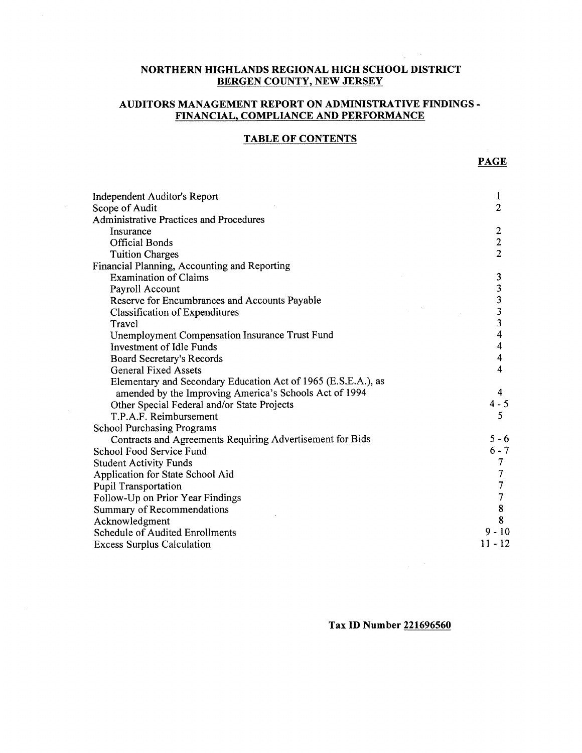# NORTHERN HIGHLANDS REGIONAL HIGH SCHOOL DISTRICT
## BERGEN COUNTY, NEW JERSEY

## AUDITORS MANAGEMENT REPORT ON ADMINISTRATIVE FINDINGS - FINANCIAL, COMPLIANCE AND PERFORMANCE

### TABLE OF CONTENTS

| | PAGE |
|---|---|
| Independent Auditor's Report | 1 |
| Scope of Audit | 2 |
| Administrative Practices and Procedures | |
| Insurance | 2 |
| Official Bonds | 2 |
| Tuition Charges | 2 |
| Financial Planning, Accounting and Reporting | |
| Examination of Claims | 3 |
| Payroll Account | 3 |
| Reserve for Encumbrances and Accounts Payable | 3 |
| Classification of Expenditures | 3 |
| Travel | 3 |
| Unemployment Compensation Insurance Trust Fund | 4 |
| Investment of Idle Funds | 4 |
| Board Secretary's Records | 4 |
| General Fixed Assets | 4 |
| Elementary and Secondary Education Act of 1965 (E.S.E.A.), as amended by the Improving America's Schools Act of 1994 | 4 |
| Other Special Federal and/or State Projects | 4 - 5 |
| T.P.A.F. Reimbursement | 5 |
| School Purchasing Programs | |
| Contracts and Agreements Requiring Advertisement for Bids | 5 - 6 |
| School Food Service Fund | 6 - 7 |
| Student Activity Funds | 7 |
| Application for State School Aid | 7 |
| Pupil Transportation | 7 |
| Follow-Up on Prior Year Findings | 7 |
| Summary of Recommendations | 8 |
| Acknowledgment | 8 |
| Schedule of Audited Enrollments | 9 - 10 |
| Excess Surplus Calculation | 11 - 12 |

**Tax ID Number 221696560**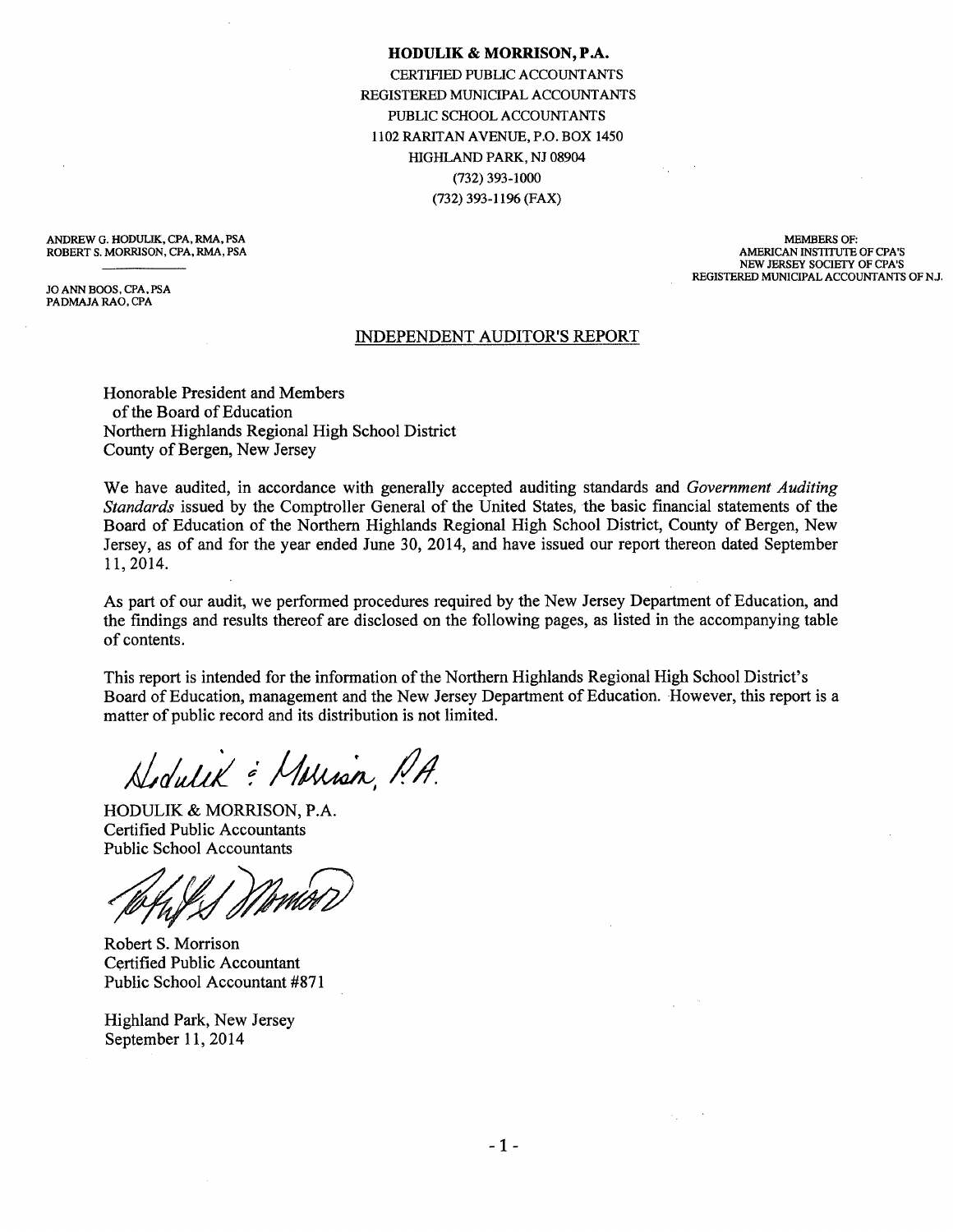**HODULIK & MORRISON, P.A.**

CERTIFIED PUBLIC ACCOUNTANTS
REGISTERED MUNICIPAL ACCOUNTANTS
PUBLIC SCHOOL ACCOUNTANTS
1102 RARITAN AVENUE, P.O. BOX 1450
HIGHLAND PARK, NJ 08904
(732) 393-1000
(732) 393-1196 (FAX)

ANDREW G. HODULIK, CPA, RMA, PSA
ROBERT S. MORRISON, CPA, RMA, PSA

JO ANN BOOS, CPA, PSA
PADMAJA RAO, CPA

MEMBERS OF:
AMERICAN INSTITUTE OF CPA'S
NEW JERSEY SOCIETY OF CPA'S
REGISTERED MUNICIPAL ACCOUNTANTS OF N.J.

## INDEPENDENT AUDITOR'S REPORT

Honorable President and Members
of the Board of Education
Northern Highlands Regional High School District
County of Bergen, New Jersey

We have audited, in accordance with generally accepted auditing standards and *Government Auditing Standards* issued by the Comptroller General of the United States, the basic financial statements of the Board of Education of the Northern Highlands Regional High School District, County of Bergen, New Jersey, as of and for the year ended June 30, 2014, and have issued our report thereon dated September 11, 2014.

As part of our audit, we performed procedures required by the New Jersey Department of Education, and the findings and results thereof are disclosed on the following pages, as listed in the accompanying table of contents.

This report is intended for the information of the Northern Highlands Regional High School District's Board of Education, management and the New Jersey Department of Education. However, this report is a matter of public record and its distribution is not limited.

Hodulik & Morrison, P.A.

HODULIK & MORRISON, P.A.
Certified Public Accountants
Public School Accountants

Robert S. Morrison
Certified Public Accountant
Public School Accountant #871

Highland Park, New Jersey
September 11, 2014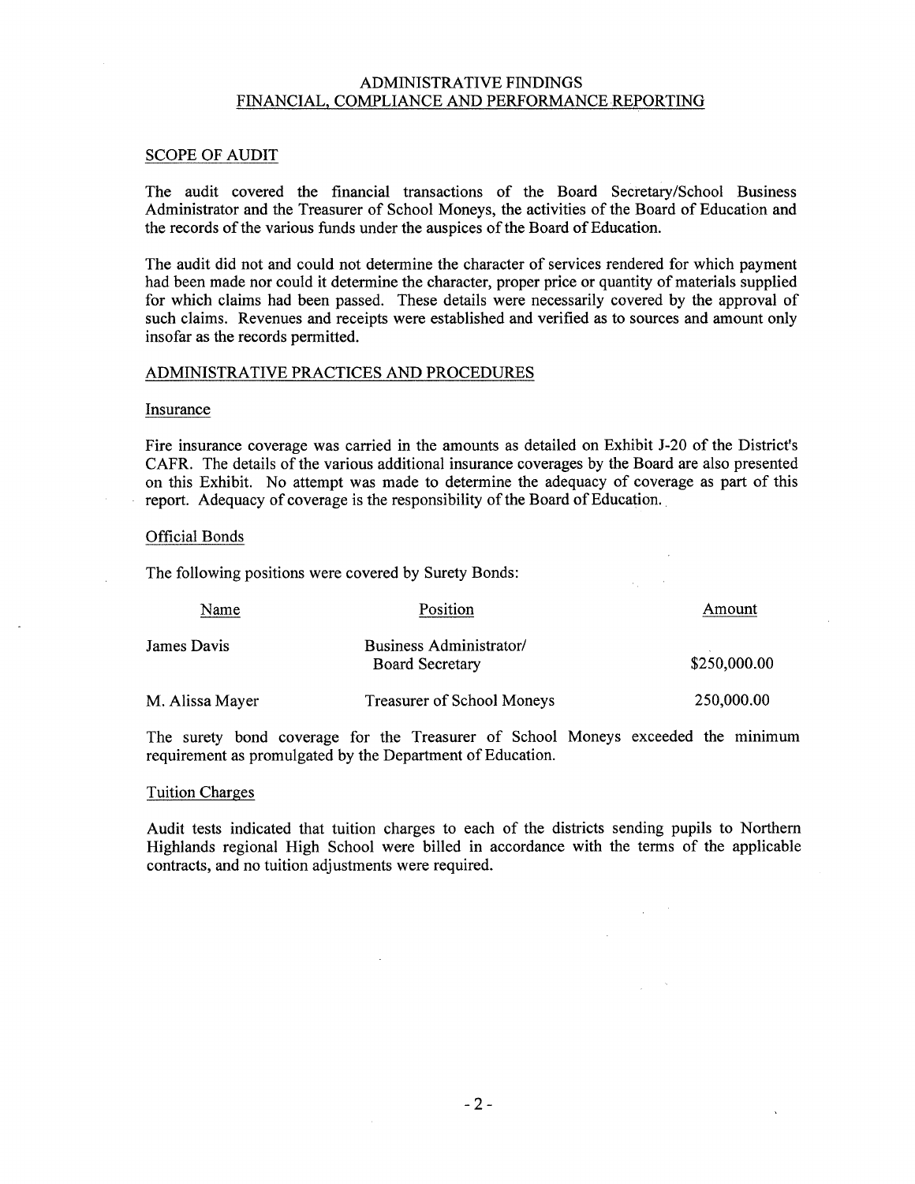# ADMINISTRATIVE FINDINGS
## FINANCIAL, COMPLIANCE AND PERFORMANCE REPORTING

### SCOPE OF AUDIT

The audit covered the financial transactions of the Board Secretary/School Business Administrator and the Treasurer of School Moneys, the activities of the Board of Education and the records of the various funds under the auspices of the Board of Education.

The audit did not and could not determine the character of services rendered for which payment had been made nor could it determine the character, proper price or quantity of materials supplied for which claims had been passed. These details were necessarily covered by the approval of such claims. Revenues and receipts were established and verified as to sources and amount only insofar as the records permitted.

### ADMINISTRATIVE PRACTICES AND PROCEDURES

#### Insurance

Fire insurance coverage was carried in the amounts as detailed on Exhibit J-20 of the District's CAFR. The details of the various additional insurance coverages by the Board are also presented on this Exhibit. No attempt was made to determine the adequacy of coverage as part of this report. Adequacy of coverage is the responsibility of the Board of Education.

#### Official Bonds

The following positions were covered by Surety Bonds:

| Name | Position | Amount |
|---|---|---|
| James Davis | Business Administrator/ Board Secretary | $250,000.00 |
| M. Alissa Mayer | Treasurer of School Moneys | 250,000.00 |

The surety bond coverage for the Treasurer of School Moneys exceeded the minimum requirement as promulgated by the Department of Education.

#### Tuition Charges

Audit tests indicated that tuition charges to each of the districts sending pupils to Northern Highlands regional High School were billed in accordance with the terms of the applicable contracts, and no tuition adjustments were required.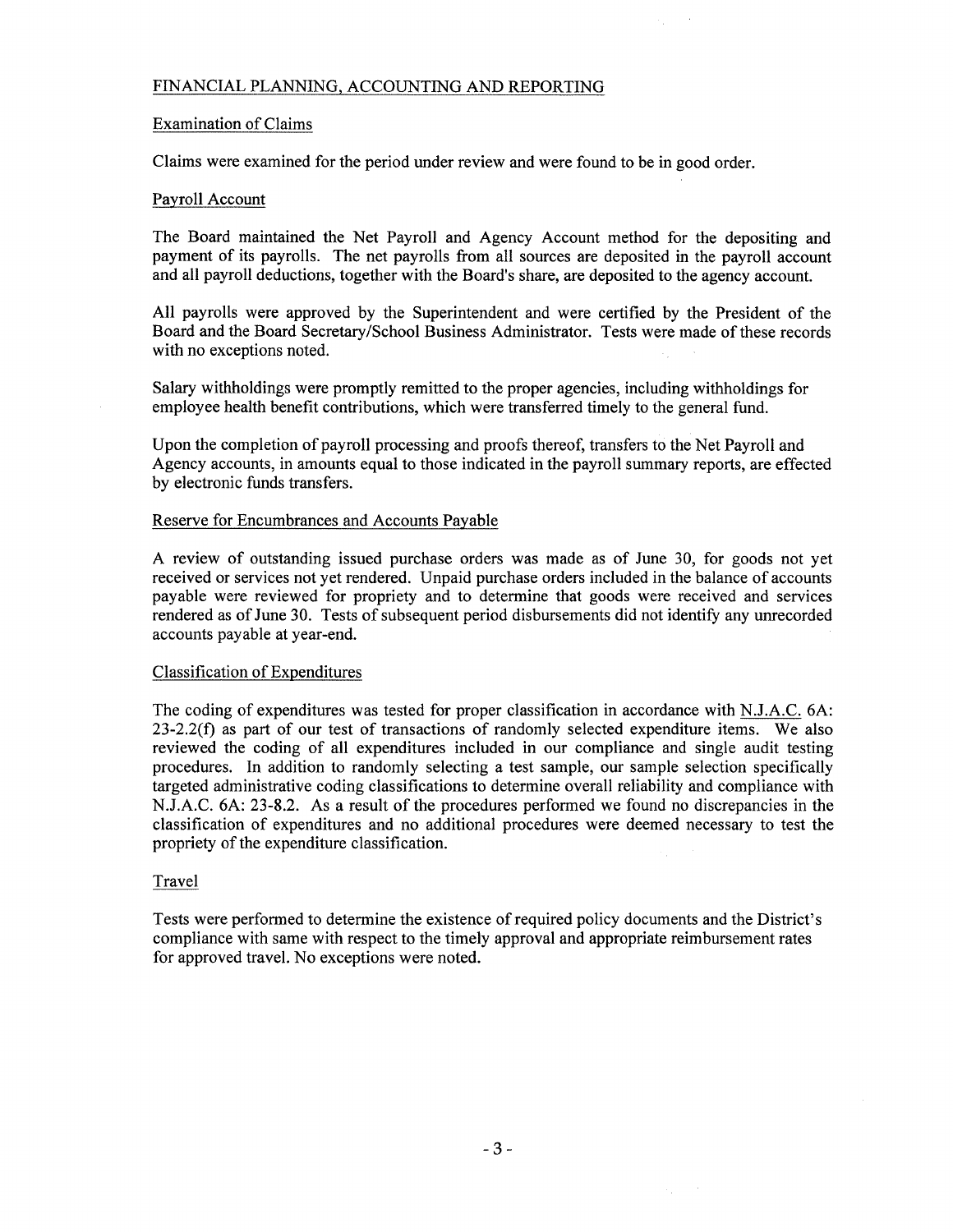## FINANCIAL PLANNING, ACCOUNTING AND REPORTING

### Examination of Claims

Claims were examined for the period under review and were found to be in good order.

### Payroll Account

The Board maintained the Net Payroll and Agency Account method for the depositing and payment of its payrolls. The net payrolls from all sources are deposited in the payroll account and all payroll deductions, together with the Board's share, are deposited to the agency account.

All payrolls were approved by the Superintendent and were certified by the President of the Board and the Board Secretary/School Business Administrator. Tests were made of these records with no exceptions noted.

Salary withholdings were promptly remitted to the proper agencies, including withholdings for employee health benefit contributions, which were transferred timely to the general fund.

Upon the completion of payroll processing and proofs thereof, transfers to the Net Payroll and Agency accounts, in amounts equal to those indicated in the payroll summary reports, are effected by electronic funds transfers.

### Reserve for Encumbrances and Accounts Payable

A review of outstanding issued purchase orders was made as of June 30, for goods not yet received or services not yet rendered. Unpaid purchase orders included in the balance of accounts payable were reviewed for propriety and to determine that goods were received and services rendered as of June 30. Tests of subsequent period disbursements did not identify any unrecorded accounts payable at year-end.

### Classification of Expenditures

The coding of expenditures was tested for proper classification in accordance with N.J.A.C. 6A: 23-2.2(f) as part of our test of transactions of randomly selected expenditure items. We also reviewed the coding of all expenditures included in our compliance and single audit testing procedures. In addition to randomly selecting a test sample, our sample selection specifically targeted administrative coding classifications to determine overall reliability and compliance with N.J.A.C. 6A: 23-8.2. As a result of the procedures performed we found no discrepancies in the classification of expenditures and no additional procedures were deemed necessary to test the propriety of the expenditure classification.

### Travel

Tests were performed to determine the existence of required policy documents and the District's compliance with same with respect to the timely approval and appropriate reimbursement rates for approved travel. No exceptions were noted.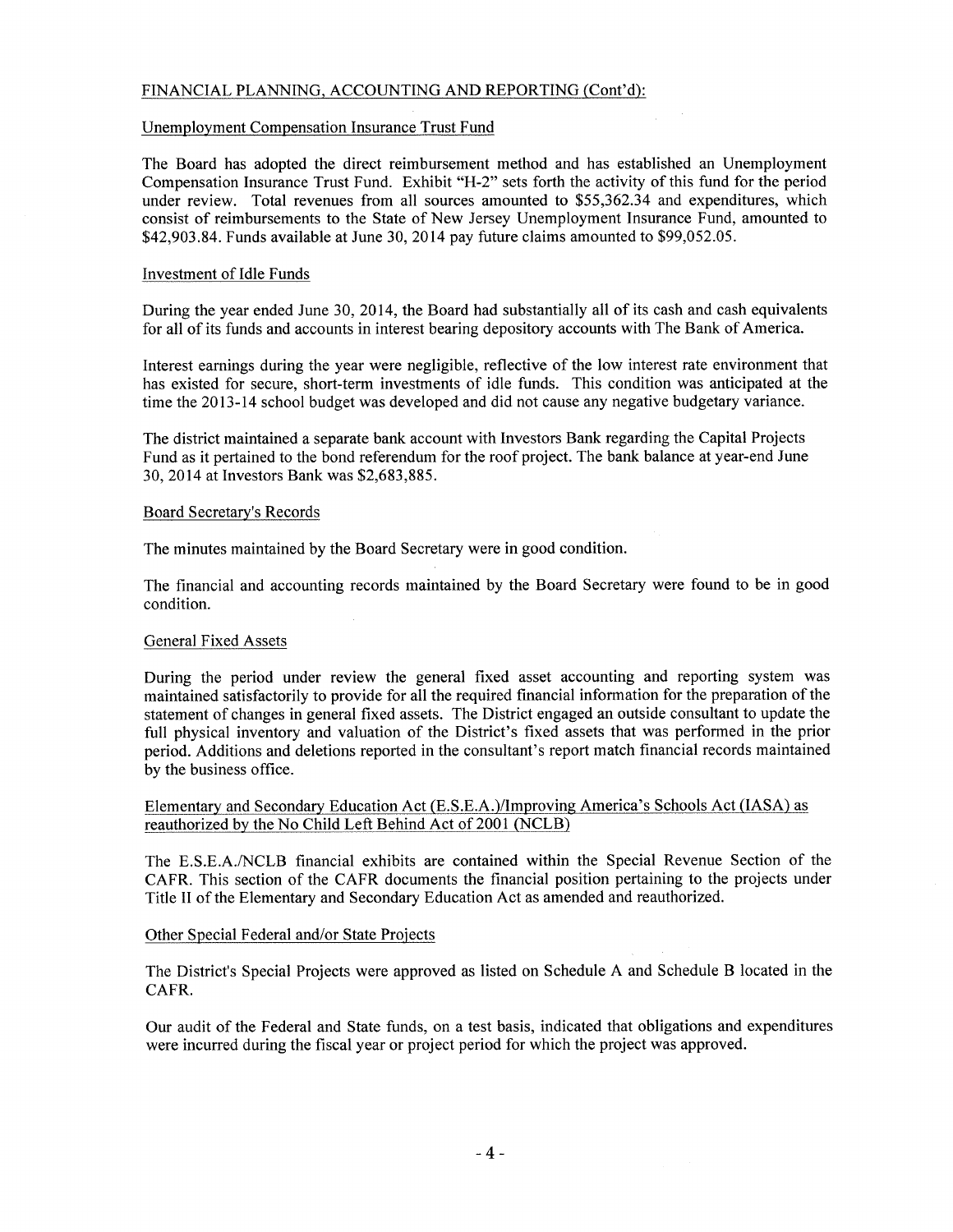FINANCIAL PLANNING, ACCOUNTING AND REPORTING (Cont'd):

Unemployment Compensation Insurance Trust Fund

The Board has adopted the direct reimbursement method and has established an Unemployment Compensation Insurance Trust Fund. Exhibit "H-2" sets forth the activity of this fund for the period under review. Total revenues from all sources amounted to $55,362.34 and expenditures, which consist of reimbursements to the State of New Jersey Unemployment Insurance Fund, amounted to $42,903.84. Funds available at June 30, 2014 pay future claims amounted to $99,052.05.

Investment of Idle Funds

During the year ended June 30, 2014, the Board had substantially all of its cash and cash equivalents for all of its funds and accounts in interest bearing depository accounts with The Bank of America.

Interest earnings during the year were negligible, reflective of the low interest rate environment that has existed for secure, short-term investments of idle funds. This condition was anticipated at the time the 2013-14 school budget was developed and did not cause any negative budgetary variance.

The district maintained a separate bank account with Investors Bank regarding the Capital Projects Fund as it pertained to the bond referendum for the roof project. The bank balance at year-end June 30, 2014 at Investors Bank was $2,683,885.

Board Secretary's Records

The minutes maintained by the Board Secretary were in good condition.

The financial and accounting records maintained by the Board Secretary were found to be in good condition.

General Fixed Assets

During the period under review the general fixed asset accounting and reporting system was maintained satisfactorily to provide for all the required financial information for the preparation of the statement of changes in general fixed assets. The District engaged an outside consultant to update the full physical inventory and valuation of the District's fixed assets that was performed in the prior period. Additions and deletions reported in the consultant's report match financial records maintained by the business office.

Elementary and Secondary Education Act (E.S.E.A.)/Improving America's Schools Act (IASA) as reauthorized by the No Child Left Behind Act of 2001 (NCLB)

The E.S.E.A./NCLB financial exhibits are contained within the Special Revenue Section of the CAFR. This section of the CAFR documents the financial position pertaining to the projects under Title II of the Elementary and Secondary Education Act as amended and reauthorized.

Other Special Federal and/or State Projects

The District's Special Projects were approved as listed on Schedule A and Schedule B located in the CAFR.

Our audit of the Federal and State funds, on a test basis, indicated that obligations and expenditures were incurred during the fiscal year or project period for which the project was approved.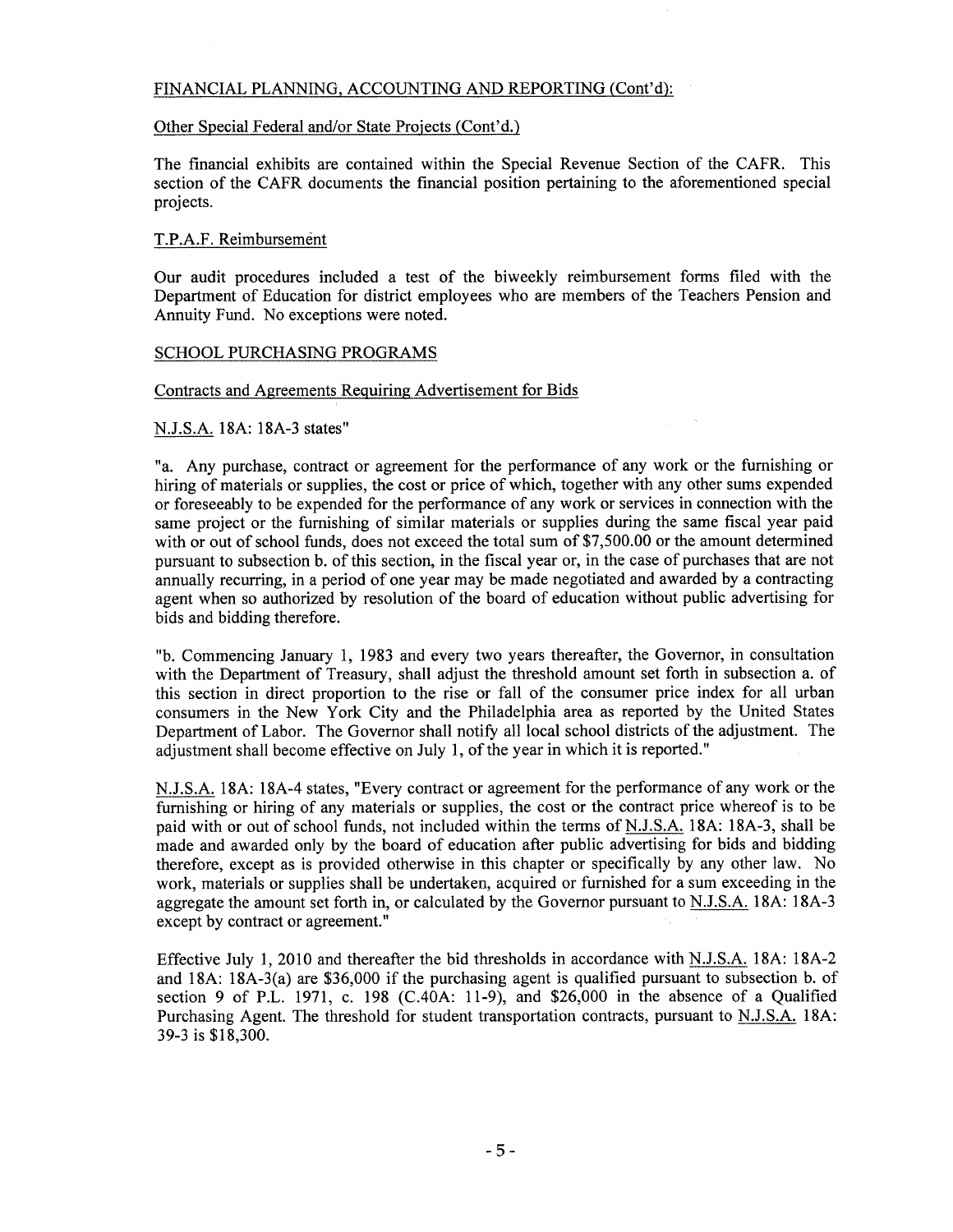## FINANCIAL PLANNING, ACCOUNTING AND REPORTING (Cont'd):

### Other Special Federal and/or State Projects (Cont'd.)

The financial exhibits are contained within the Special Revenue Section of the CAFR. This section of the CAFR documents the financial position pertaining to the aforementioned special projects.

### T.P.A.F. Reimbursement

Our audit procedures included a test of the biweekly reimbursement forms filed with the Department of Education for district employees who are members of the Teachers Pension and Annuity Fund. No exceptions were noted.

## SCHOOL PURCHASING PROGRAMS

### Contracts and Agreements Requiring Advertisement for Bids

N.J.S.A. 18A: 18A-3 states"

"a. Any purchase, contract or agreement for the performance of any work or the furnishing or hiring of materials or supplies, the cost or price of which, together with any other sums expended or foreseeably to be expended for the performance of any work or services in connection with the same project or the furnishing of similar materials or supplies during the same fiscal year paid with or out of school funds, does not exceed the total sum of $7,500.00 or the amount determined pursuant to subsection b. of this section, in the fiscal year or, in the case of purchases that are not annually recurring, in a period of one year may be made negotiated and awarded by a contracting agent when so authorized by resolution of the board of education without public advertising for bids and bidding therefore.

"b. Commencing January 1, 1983 and every two years thereafter, the Governor, in consultation with the Department of Treasury, shall adjust the threshold amount set forth in subsection a. of this section in direct proportion to the rise or fall of the consumer price index for all urban consumers in the New York City and the Philadelphia area as reported by the United States Department of Labor. The Governor shall notify all local school districts of the adjustment. The adjustment shall become effective on July 1, of the year in which it is reported."

N.J.S.A. 18A: 18A-4 states, "Every contract or agreement for the performance of any work or the furnishing or hiring of any materials or supplies, the cost or the contract price whereof is to be paid with or out of school funds, not included within the terms of N.J.S.A. 18A: 18A-3, shall be made and awarded only by the board of education after public advertising for bids and bidding therefore, except as is provided otherwise in this chapter or specifically by any other law. No work, materials or supplies shall be undertaken, acquired or furnished for a sum exceeding in the aggregate the amount set forth in, or calculated by the Governor pursuant to N.J.S.A. 18A: 18A-3 except by contract or agreement."

Effective July 1, 2010 and thereafter the bid thresholds in accordance with N.J.S.A. 18A: 18A-2 and 18A: 18A-3(a) are $36,000 if the purchasing agent is qualified pursuant to subsection b. of section 9 of P.L. 1971, c. 198 (C.40A: 11-9), and $26,000 in the absence of a Qualified Purchasing Agent. The threshold for student transportation contracts, pursuant to N.J.S.A. 18A: 39-3 is $18,300.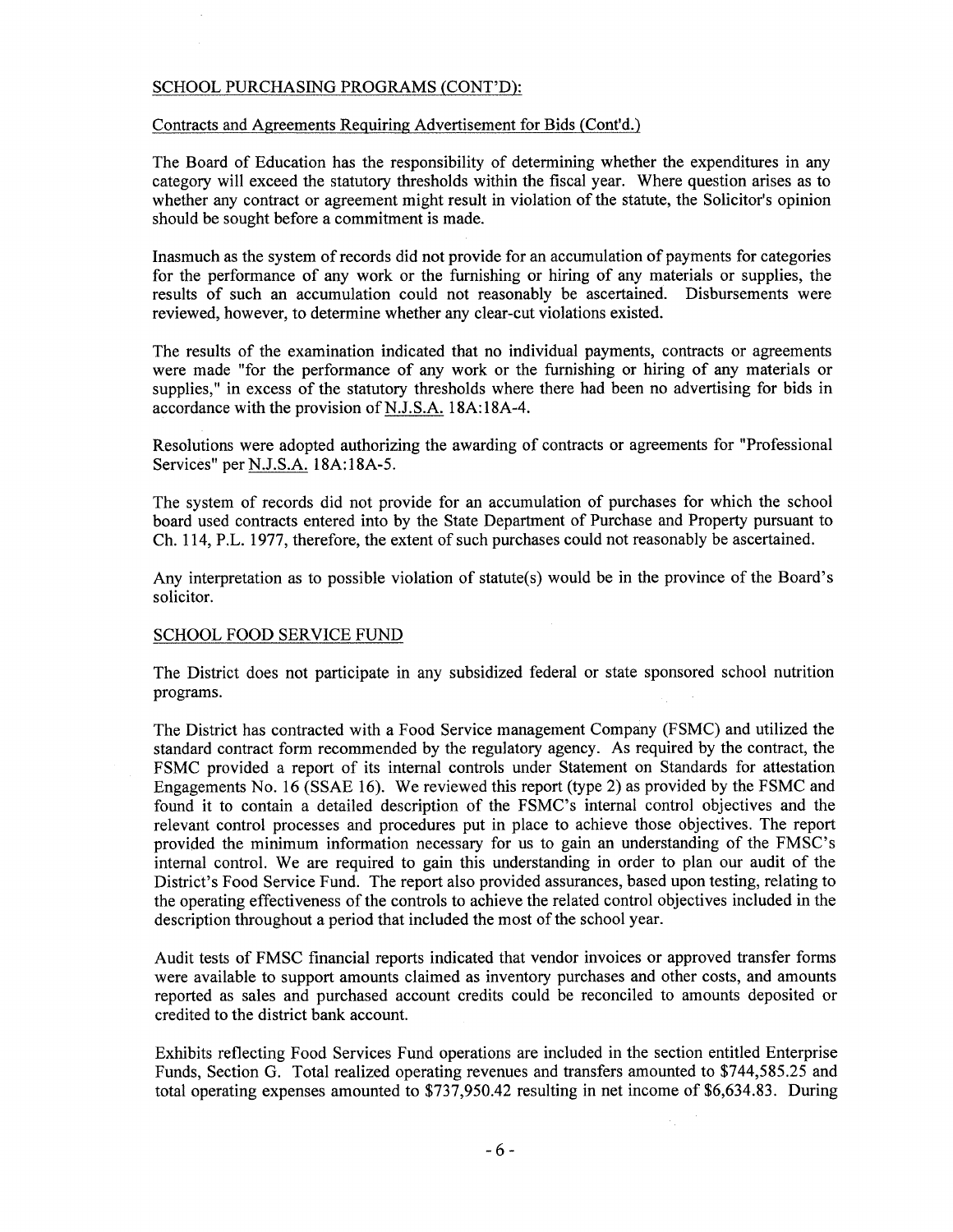## SCHOOL PURCHASING PROGRAMS (CONT'D):

### Contracts and Agreements Requiring Advertisement for Bids (Cont'd.)

The Board of Education has the responsibility of determining whether the expenditures in any category will exceed the statutory thresholds within the fiscal year. Where question arises as to whether any contract or agreement might result in violation of the statute, the Solicitor's opinion should be sought before a commitment is made.

Inasmuch as the system of records did not provide for an accumulation of payments for categories for the performance of any work or the furnishing or hiring of any materials or supplies, the results of such an accumulation could not reasonably be ascertained. Disbursements were reviewed, however, to determine whether any clear-cut violations existed.

The results of the examination indicated that no individual payments, contracts or agreements were made "for the performance of any work or the furnishing or hiring of any materials or supplies," in excess of the statutory thresholds where there had been no advertising for bids in accordance with the provision of N.J.S.A. 18A:18A-4.

Resolutions were adopted authorizing the awarding of contracts or agreements for "Professional Services" per N.J.S.A. 18A:18A-5.

The system of records did not provide for an accumulation of purchases for which the school board used contracts entered into by the State Department of Purchase and Property pursuant to Ch. 114, P.L. 1977, therefore, the extent of such purchases could not reasonably be ascertained.

Any interpretation as to possible violation of statute(s) would be in the province of the Board's solicitor.

## SCHOOL FOOD SERVICE FUND

The District does not participate in any subsidized federal or state sponsored school nutrition programs.

The District has contracted with a Food Service management Company (FSMC) and utilized the standard contract form recommended by the regulatory agency. As required by the contract, the FSMC provided a report of its internal controls under Statement on Standards for attestation Engagements No. 16 (SSAE 16). We reviewed this report (type 2) as provided by the FSMC and found it to contain a detailed description of the FSMC's internal control objectives and the relevant control processes and procedures put in place to achieve those objectives. The report provided the minimum information necessary for us to gain an understanding of the FMSC's internal control. We are required to gain this understanding in order to plan our audit of the District's Food Service Fund. The report also provided assurances, based upon testing, relating to the operating effectiveness of the controls to achieve the related control objectives included in the description throughout a period that included the most of the school year.

Audit tests of FMSC financial reports indicated that vendor invoices or approved transfer forms were available to support amounts claimed as inventory purchases and other costs, and amounts reported as sales and purchased account credits could be reconciled to amounts deposited or credited to the district bank account.

Exhibits reflecting Food Services Fund operations are included in the section entitled Enterprise Funds, Section G. Total realized operating revenues and transfers amounted to $744,585.25 and total operating expenses amounted to $737,950.42 resulting in net income of $6,634.83. During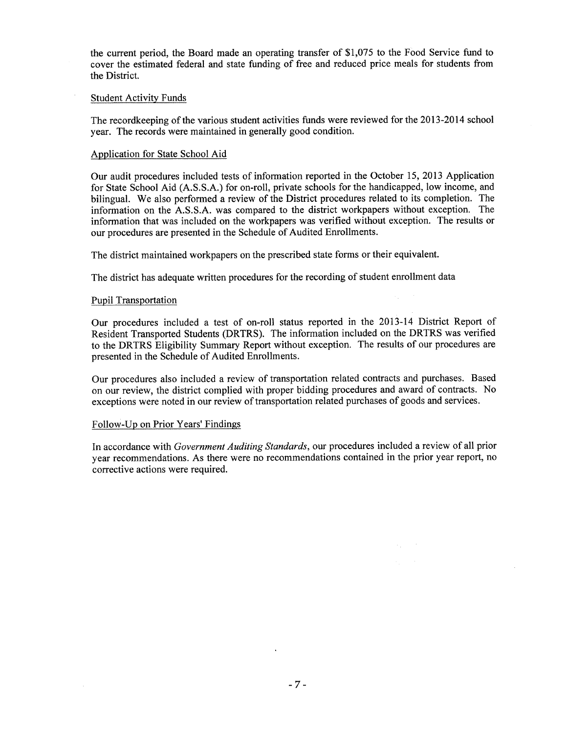the current period, the Board made an operating transfer of $1,075 to the Food Service fund to cover the estimated federal and state funding of free and reduced price meals for students from the District.

## Student Activity Funds

The recordkeeping of the various student activities funds were reviewed for the 2013-2014 school year. The records were maintained in generally good condition.

## Application for State School Aid

Our audit procedures included tests of information reported in the October 15, 2013 Application for State School Aid (A.S.S.A.) for on-roll, private schools for the handicapped, low income, and bilingual. We also performed a review of the District procedures related to its completion. The information on the A.S.S.A. was compared to the district workpapers without exception. The information that was included on the workpapers was verified without exception. The results or our procedures are presented in the Schedule of Audited Enrollments.

The district maintained workpapers on the prescribed state forms or their equivalent.

The district has adequate written procedures for the recording of student enrollment data

## Pupil Transportation

Our procedures included a test of on-roll status reported in the 2013-14 District Report of Resident Transported Students (DRTRS). The information included on the DRTRS was verified to the DRTRS Eligibility Summary Report without exception. The results of our procedures are presented in the Schedule of Audited Enrollments.

Our procedures also included a review of transportation related contracts and purchases. Based on our review, the district complied with proper bidding procedures and award of contracts. No exceptions were noted in our review of transportation related purchases of goods and services.

## Follow-Up on Prior Years' Findings

In accordance with *Government Auditing Standards*, our procedures included a review of all prior year recommendations. As there were no recommendations contained in the prior year report, no corrective actions were required.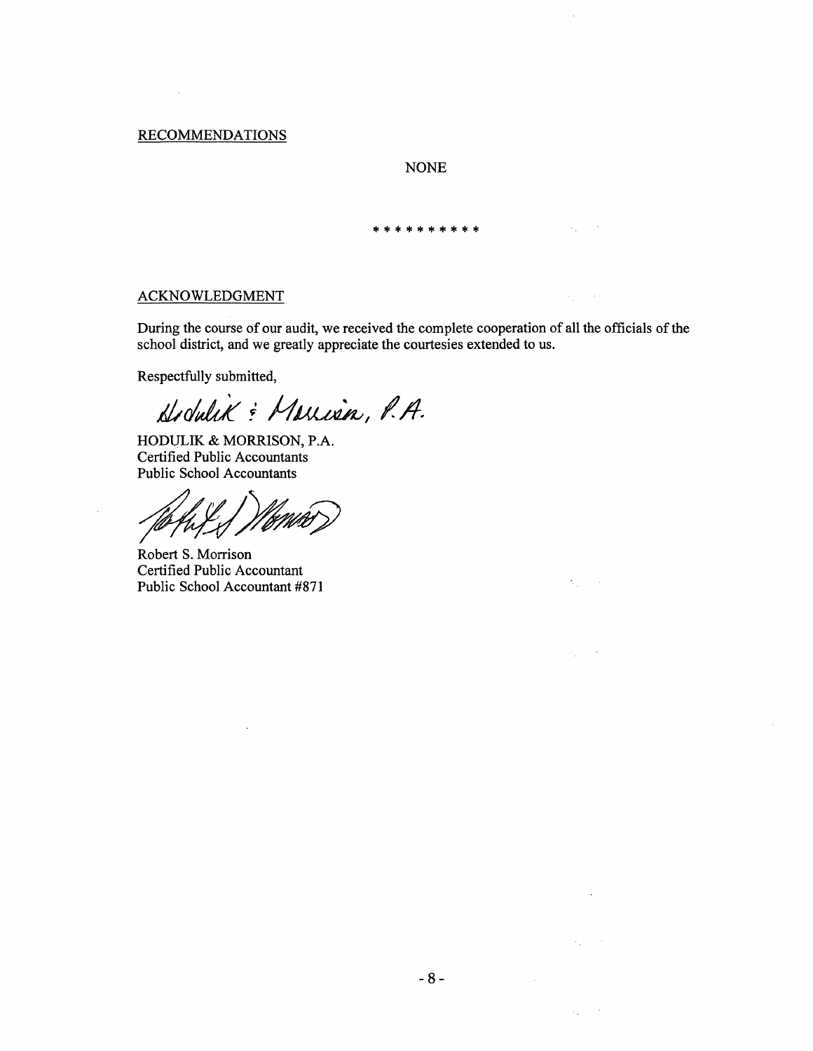## RECOMMENDATIONS

NONE

* * * * * * * * * *

## ACKNOWLEDGMENT

During the course of our audit, we received the complete cooperation of all the officials of the school district, and we greatly appreciate the courtesies extended to us.

Respectfully submitted,

Hodulik & Morrison, P.A.

HODULIK & MORRISON, P.A.
Certified Public Accountants
Public School Accountants

Robert S. Morrison
Certified Public Accountant
Public School Accountant #871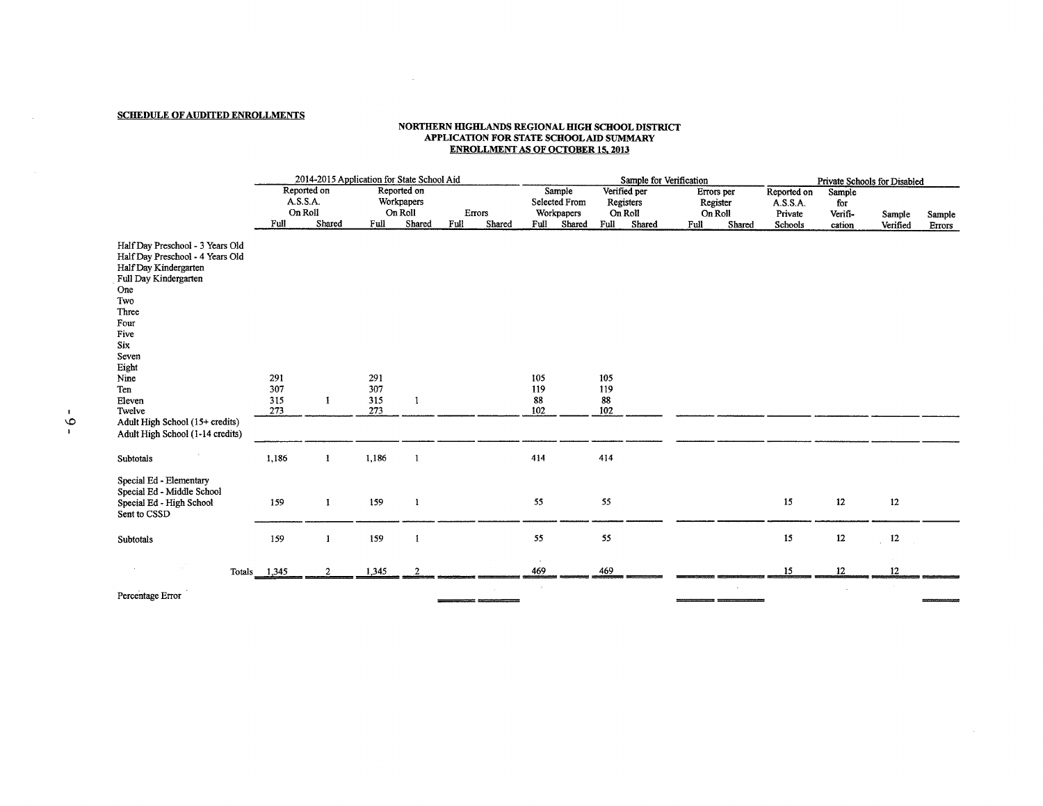**SCHEDULE OF AUDITED ENROLLMENTS**

**NORTHERN HIGHLANDS REGIONAL HIGH SCHOOL DISTRICT**
**APPLICATION FOR STATE SCHOOL AID SUMMARY**
**ENROLLMENT AS OF OCTOBER 15, 2013**

| | 2014-2015 Application for State School Aid | | | | | | Sample for Verification | | | | | | Private Schools for Disabled | | | |
|---|---|---|---|---|---|---|---|---|---|---|---|---|---|---|---|---|
| | Reported on A.S.S.A. On Roll | | Reported on Workpapers On Roll | | Errors | | Sample Selected From Workpapers | | Verified per Registers On Roll | | Errors per Register On Roll | | Reported on A.S.S.A. Private Schools | Sample for Verification | Sample Verified | Sample Errors |
| | Full | Shared | Full | Shared | Full | Shared | Full | Shared | Full | Shared | Full | Shared | | | | |
| Half Day Preschool - 3 Years Old | | | | | | | | | | | | | | | | |
| Half Day Preschool - 4 Years Old | | | | | | | | | | | | | | | | |
| Half Day Kindergarten | | | | | | | | | | | | | | | | |
| Full Day Kindergarten | | | | | | | | | | | | | | | | |
| One | | | | | | | | | | | | | | | | |
| Two | | | | | | | | | | | | | | | | |
| Three | | | | | | | | | | | | | | | | |
| Four | | | | | | | | | | | | | | | | |
| Five | | | | | | | | | | | | | | | | |
| Six | | | | | | | | | | | | | | | | |
| Seven | | | | | | | | | | | | | | | | |
| Eight | | | | | | | | | | | | | | | | |
| Nine | 291 | | 291 | | | | 105 | | 105 | | | | | | | |
| Ten | 307 | | 307 | | | | 119 | | 119 | | | | | | | |
| Eleven | 315 | 1 | 315 | 1 | | | 88 | | 88 | | | | | | | |
| Twelve | 273 | | 273 | | | | 102 | | 102 | | | | | | | |
| Adult High School (15+ credits) | | | | | | | | | | | | | | | | |
| Adult High School (1-14 credits) | | | | | | | | | | | | | | | | |
| Subtotals | 1,186 | 1 | 1,186 | 1 | | | 414 | | 414 | | | | | | | |
| Special Ed - Elementary | | | | | | | | | | | | | | | | |
| Special Ed - Middle School | | | | | | | | | | | | | | | | |
| Special Ed - High School | 159 | 1 | 159 | 1 | | | 55 | | 55 | | | | 15 | 12 | 12 | |
| Sent to CSSD | | | | | | | | | | | | | | | | |
| Subtotals | 159 | 1 | 159 | 1 | | | 55 | | 55 | | | | 15 | 12 | 12 | |
| Totals | 1,345 | 2 | 1,345 | 2 | | | 469 | | 469 | | | | 15 | 12 | 12 | |
| Percentage Error | | | | | | | | | | | | | | | | |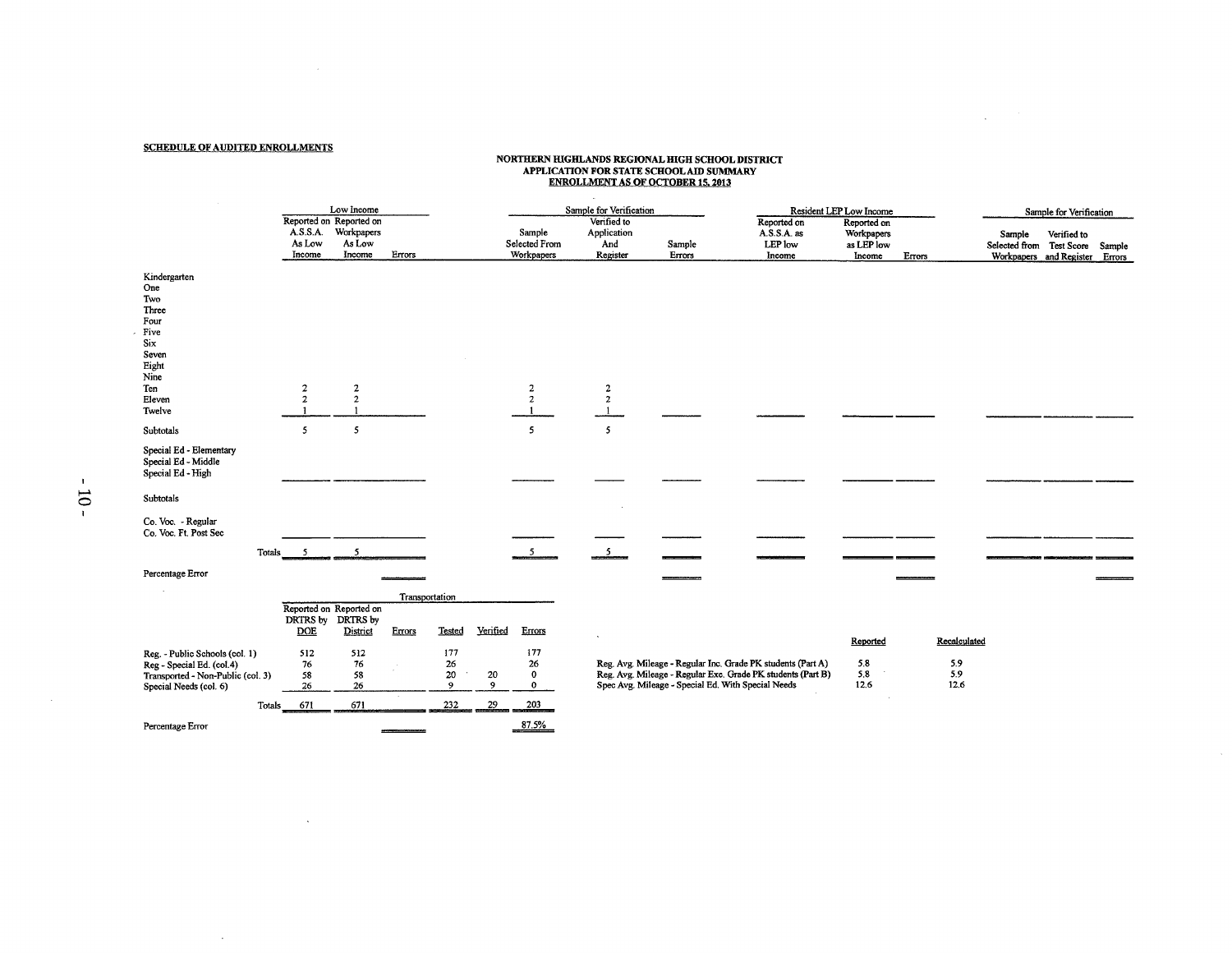**SCHEDULE OF AUDITED ENROLLMENTS**

**NORTHERN HIGHLANDS REGIONAL HIGH SCHOOL DISTRICT**
**APPLICATION FOR STATE SCHOOL AID SUMMARY**
**ENROLLMENT AS OF OCTOBER 15, 2013**

| | Low Income | | | Sample for Verification | | | Resident LEP Low Income | | | Sample for Verification | | |
|---|---|---|---|---|---|---|---|---|---|---|---|---|
| | Reported on A.S.S.A. As Low Income | Reported on Workpapers As Low Income | Errors | Sample Selected From Workpapers | Verified to Application And Register | Sample Errors | Reported on A.S.S.A. as LEP low Income | Reported on Workpapers as LEP low Income | Errors | Sample Selected from Workpapers | Verified to Test Score and Register | Sample Errors |
| Kindergarten | | | | | | | | | | | | |
| One | | | | | | | | | | | | |
| Two | | | | | | | | | | | | |
| Three | | | | | | | | | | | | |
| Four | | | | | | | | | | | | |
| Five | | | | | | | | | | | | |
| Six | | | | | | | | | | | | |
| Seven | | | | | | | | | | | | |
| Eight | | | | | | | | | | | | |
| Nine | | | | | | | | | | | | |
| Ten | 2 | 2 | | 2 | 2 | | | | | | | |
| Eleven | 2 | 2 | | 2 | 2 | | | | | | | |
| Twelve | 1 | 1 | | 1 | 1 | | | | | | | |
| Subtotals | 5 | 5 | | 5 | 5 | | | | | | | |
| Special Ed - Elementary | | | | | | | | | | | | |
| Special Ed - Middle | | | | | | | | | | | | |
| Special Ed - High | | | | | | | | | | | | |
| Subtotals | | | | | | | | | | | | |
| Co. Voc. - Regular | | | | | | | | | | | | |
| Co. Voc. Ft. Post Sec | | | | | | | | | | | | |
| Totals | 5 | 5 | | 5 | 5 | | | | | | | |
| Percentage Error | | | | | | | | | | | | |

| | Transportation | | | | | |
|---|---|---|---|---|---|---|
| | Reported on DRTRS by DOE | Reported on DRTRS by District | Errors | Tested | Verified | Errors |
| Reg. - Public Schools (col. 1) | 512 | 512 | | 177 | | 177 |
| Reg - Special Ed. (col.4) | 76 | 76 | | 26 | | 26 |
| Transported - Non-Public (col. 3) | 58 | 58 | | 20 | 20 | 0 |
| Special Needs (col. 6) | 26 | 26 | | 9 | 9 | 0 |
| Totals | 671 | 671 | | 232 | 29 | 203 |
| Percentage Error | | | | | | 87.5% |

| | Reported | Recalculated |
|---|---|---|
| Reg. Avg. Mileage - Regular Inc. Grade PK students (Part A) | 5.8 | 5.9 |
| Reg. Avg. Mileage - Regular Exc. Grade PK students (Part B) | 5.8 | 5.9 |
| Spec Avg. Mileage - Special Ed. With Special Needs | 12.6 | 12.6 |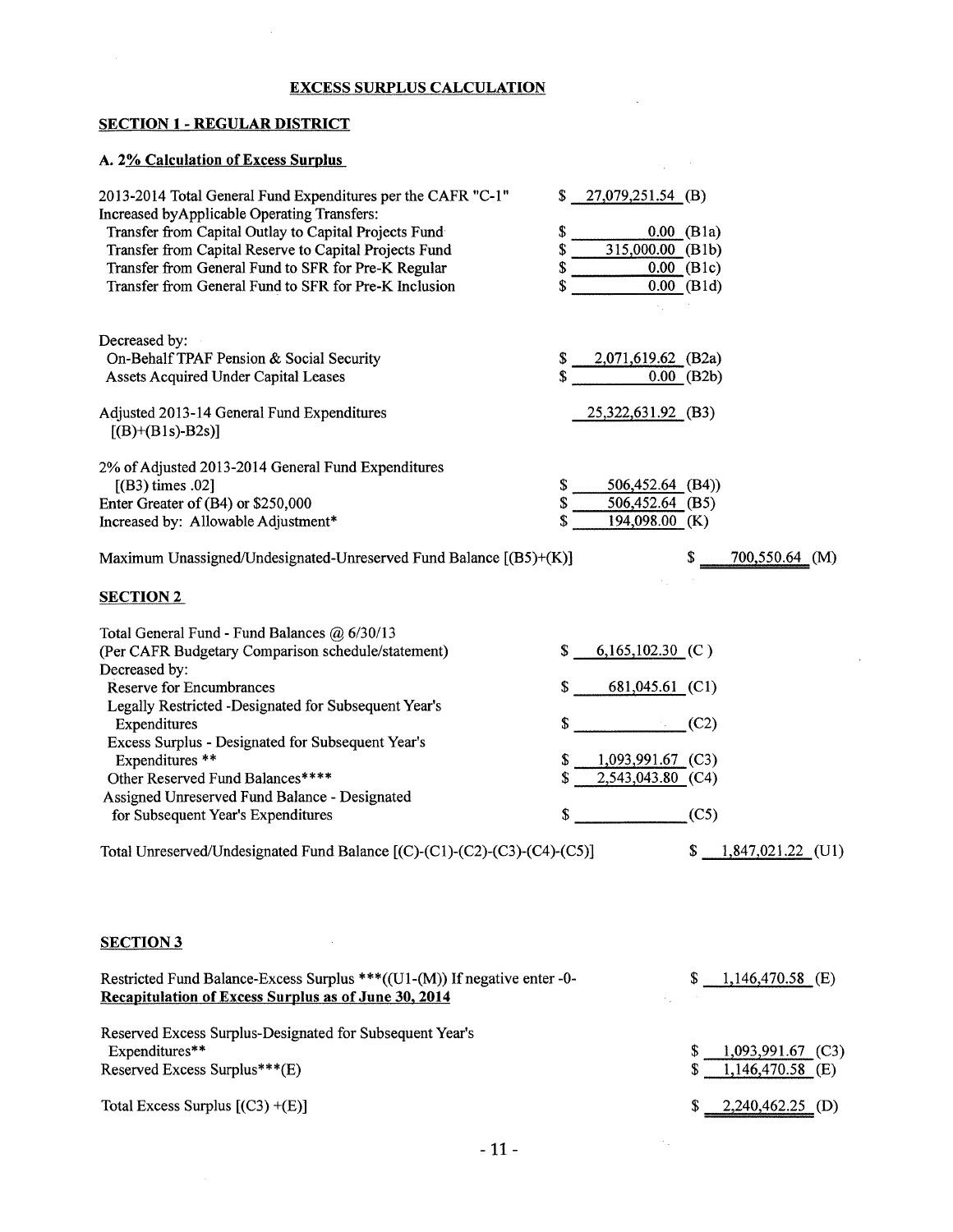# EXCESS SURPLUS CALCULATION

## SECTION 1 - REGULAR DISTRICT

### A. 2% Calculation of Excess Surplus

| | | |
|---|---|---|
| 2013-2014 Total General Fund Expenditures per the CAFR "C-1" | $ 27,079,251.54 (B) | |
| Increased byApplicable Operating Transfers: | | |
| Transfer from Capital Outlay to Capital Projects Fund | $ 0.00 (B1a) | |
| Transfer from Capital Reserve to Capital Projects Fund | $ 315,000.00 (B1b) | |
| Transfer from General Fund to SFR for Pre-K Regular | $ 0.00 (B1c) | |
| Transfer from General Fund to SFR for Pre-K Inclusion | $ 0.00 (B1d) | |
| Decreased by: | | |
| On-Behalf TPAF Pension & Social Security | $ 2,071,619.62 (B2a) | |
| Assets Acquired Under Capital Leases | $ 0.00 (B2b) | |
| Adjusted 2013-14 General Fund Expenditures [(B)+(B1s)-B2s)] | 25,322,631.92 (B3) | |
| 2% of Adjusted 2013-2014 General Fund Expenditures [(B3) times .02] | $ 506,452.64 (B4)) | |
| Enter Greater of (B4) or $250,000 | $ 506,452.64 (B5) | |
| Increased by: Allowable Adjustment* | $ 194,098.00 (K) | |
| Maximum Unassigned/Undesignated-Unreserved Fund Balance [(B5)+(K)] | | $ 700,550.64 (M) |

## SECTION 2

| | | |
|---|---|---|
| Total General Fund - Fund Balances @ 6/30/13 (Per CAFR Budgetary Comparison schedule/statement) | $ 6,165,102.30 (C) | |
| Decreased by: | | |
| Reserve for Encumbrances | $ 681,045.61 (C1) | |
| Legally Restricted -Designated for Subsequent Year's Expenditures | $ (C2) | |
| Excess Surplus - Designated for Subsequent Year's Expenditures ** | $ 1,093,991.67 (C3) | |
| Other Reserved Fund Balances**** | $ 2,543,043.80 (C4) | |
| Assigned Unreserved Fund Balance - Designated for Subsequent Year's Expenditures | $ (C5) | |
| Total Unreserved/Undesignated Fund Balance [(C)-(C1)-(C2)-(C3)-(C4)-(C5)] | | $ 1,847,021.22 (U1) |

## SECTION 3

| | |
|---|---|
| Restricted Fund Balance-Excess Surplus ***((U1-(M)) If negative enter -0- | $ 1,146,470.58 (E) |
| **Recapitulation of Excess Surplus as of June 30, 2014** | |
| Reserved Excess Surplus-Designated for Subsequent Year's Expenditures** | $ 1,093,991.67 (C3) |
| Reserved Excess Surplus***(E) | $ 1,146,470.58 (E) |
| Total Excess Surplus [(C3) +(E)] | $ 2,240,462.25 (D) |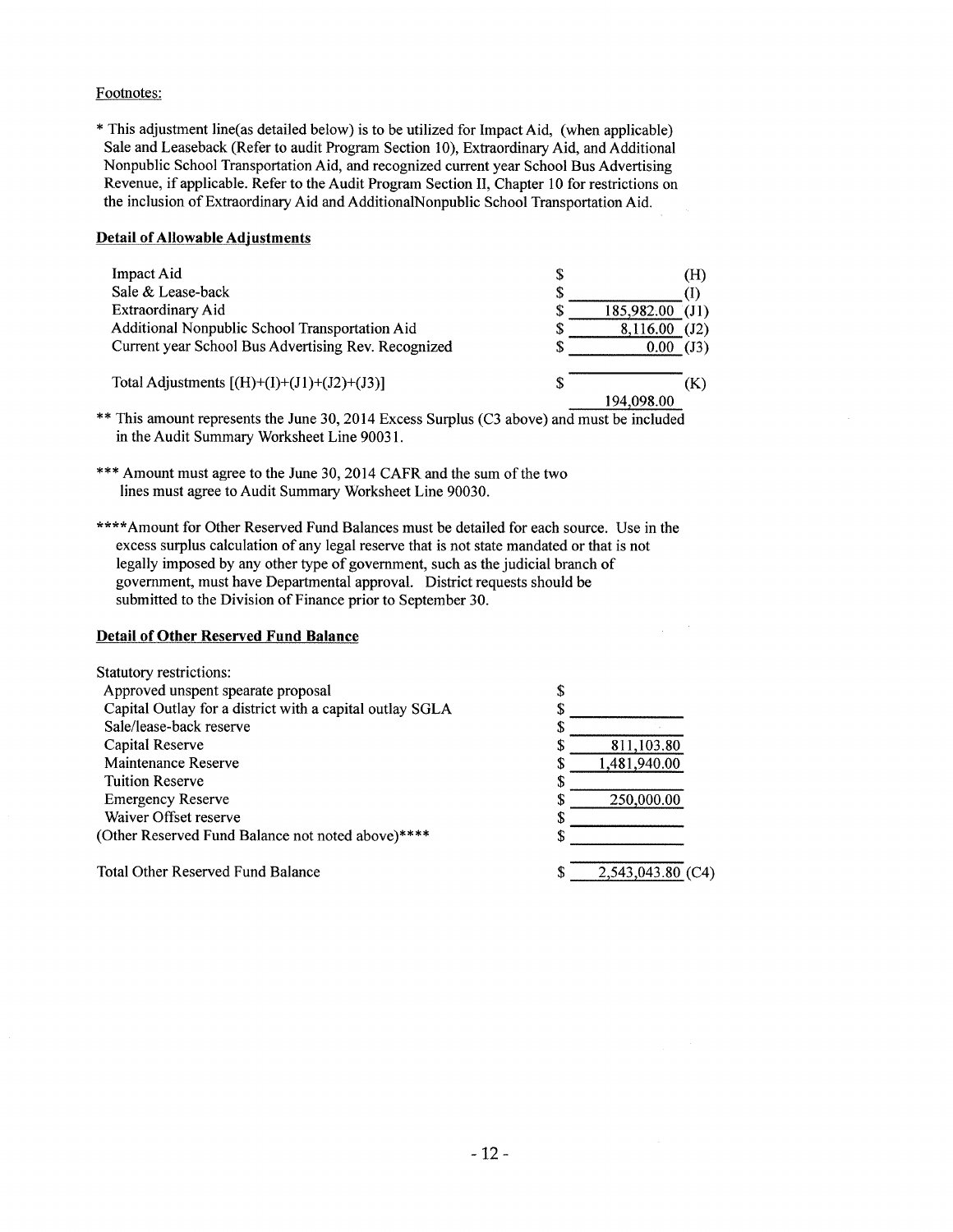Footnotes:

* This adjustment line(as detailed below) is to be utilized for Impact Aid, (when applicable) Sale and Leaseback (Refer to audit Program Section 10), Extraordinary Aid, and Additional Nonpublic School Transportation Aid, and recognized current year School Bus Advertising Revenue, if applicable. Refer to the Audit Program Section II, Chapter 10 for restrictions on the inclusion of Extraordinary Aid and AdditionalNonpublic School Transportation Aid.

**Detail of Allowable Adjustments**

| | | | |
|---|---|---|---|
| Impact Aid | $ | | (H) |
| Sale & Lease-back | $ | | (I) |
| Extraordinary Aid | $ | 185,982.00 | (J1) |
| Additional Nonpublic School Transportation Aid | $ | 8,116.00 | (J2) |
| Current year School Bus Advertising Rev. Recognized | $ | 0.00 | (J3) |
| Total Adjustments [(H)+(I)+(J1)+(J2)+(J3)] | $ | 194,098.00 | (K) |

** This amount represents the June 30, 2014 Excess Surplus (C3 above) and must be included in the Audit Summary Worksheet Line 90031.

*** Amount must agree to the June 30, 2014 CAFR and the sum of the two lines must agree to Audit Summary Worksheet Line 90030.

****Amount for Other Reserved Fund Balances must be detailed for each source. Use in the excess surplus calculation of any legal reserve that is not state mandated or that is not legally imposed by any other type of government, such as the judicial branch of government, must have Departmental approval. District requests should be submitted to the Division of Finance prior to September 30.

**Detail of Other Reserved Fund Balance**

| | | | |
|---|---|---|---|
| Statutory restrictions: | | | |
| Approved unspent spearate proposal | $ | | |
| Capital Outlay for a district with a capital outlay SGLA | $ | | |
| Sale/lease-back reserve | $ | | |
| Capital Reserve | $ | 811,103.80 | |
| Maintenance Reserve | $ | 1,481,940.00 | |
| Tuition Reserve | $ | | |
| Emergency Reserve | $ | 250,000.00 | |
| Waiver Offset reserve | $ | | |
| (Other Reserved Fund Balance not noted above)**** | $ | | |
| Total Other Reserved Fund Balance | $ | 2,543,043.80 | (C4) |